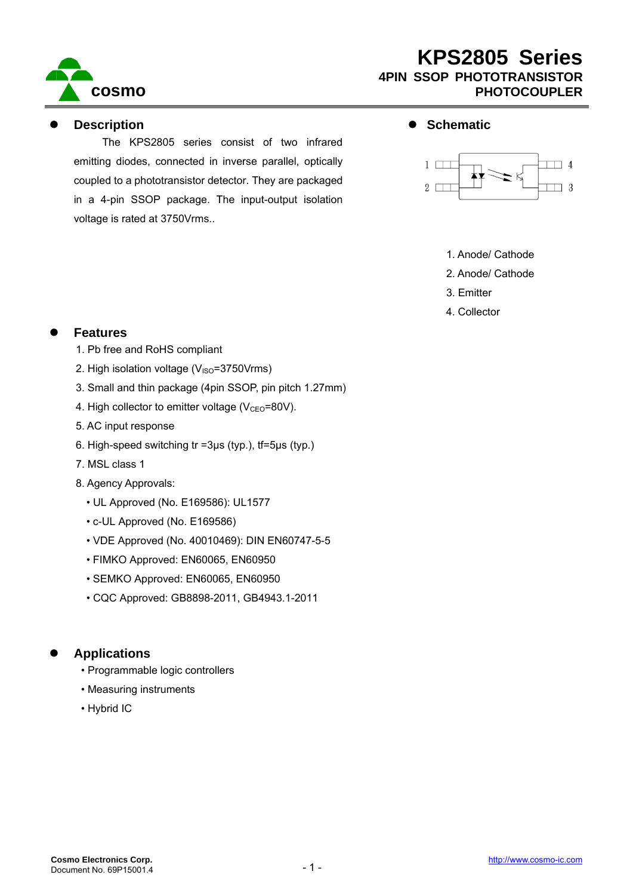# KPS2805 Series

## 4PIN SSOP PHOTOTRANSISTOR PHOTOCOUPLER

## Description

The KPS2805 series consist of two infrared emitting diodes, connected in inverse parallel, optically coupled to a phototransistor detector. They are packaged in a 4-pin SSOP package. The input-output isolation voltage is rated at 3750Vrms..

## Schematic

1. Anode/ Cathode
2. Anode/ Cathode
3. Emitter
4. Collector

## Features

1. Pb free and RoHS compliant
2. High isolation voltage ($V_{ISO}$=3750Vrms)
3. Small and thin package (4pin SSOP, pin pitch 1.27mm)
4. High collector to emitter voltage ($V_{CEO}$=80V).
5. AC input response
6. High-speed switching tr =3μs (typ.), tf=5μs (typ.)
7. MSL class 1
8. Agency Approvals:
   - UL Approved (No. E169586): UL1577
   - c-UL Approved (No. E169586)
   - VDE Approved (No. 40010469): DIN EN60747-5-5
   - FIMKO Approved: EN60065, EN60950
   - SEMKO Approved: EN60065, EN60950
   - CQC Approved: GB8898-2011, GB4943.1-2011

## Applications

- Programmable logic controllers
- Measuring instruments
- Hybrid IC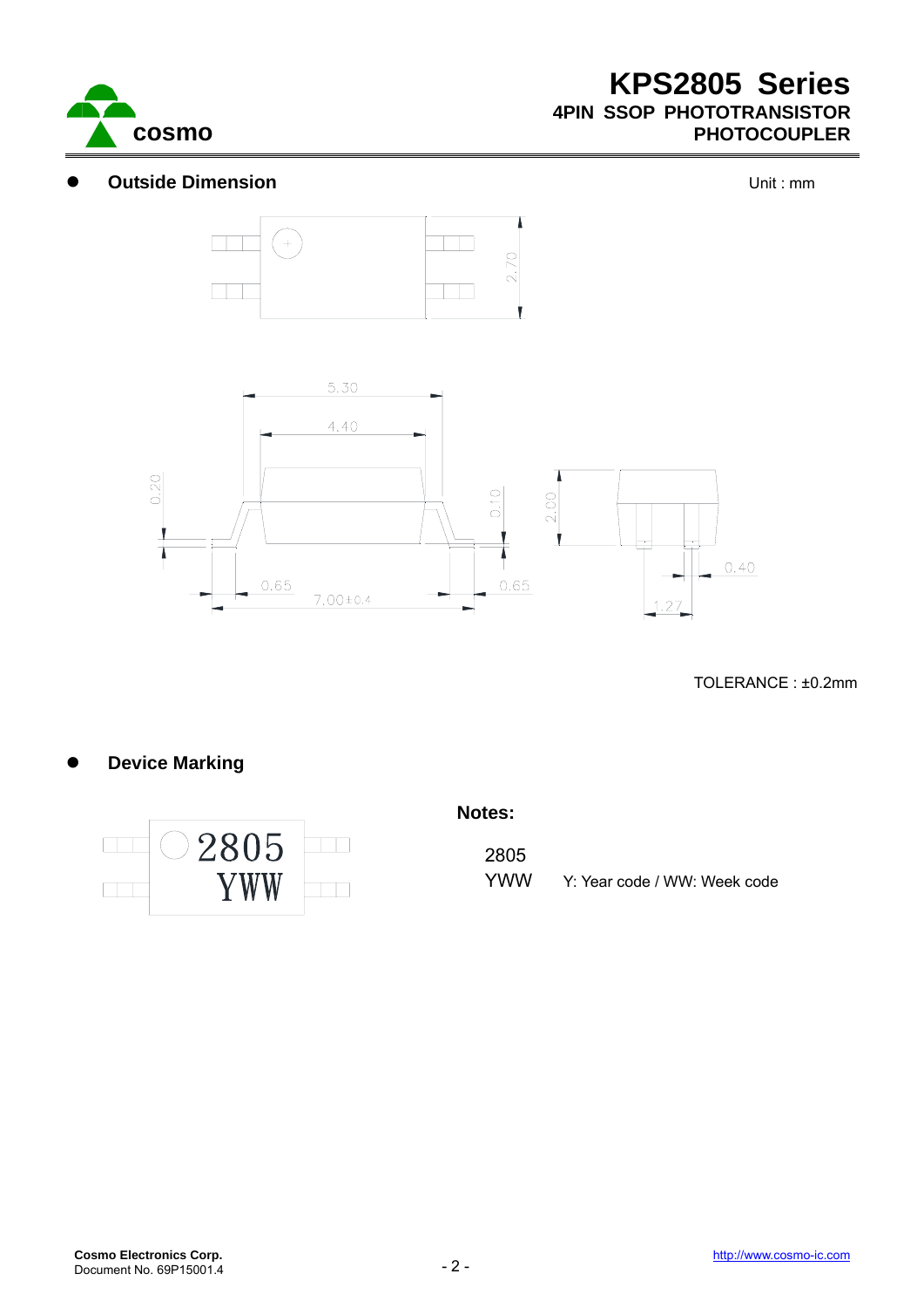# KPS2805 Series

## 4PIN SSOP PHOTOTRANSISTOR PHOTOCOUPLER

- **Outside Dimension**

Unit : mm

TOLERANCE : ±0.2mm

- **Device Marking**

**Notes:**

2805

YWW Y: Year code / WW: Week code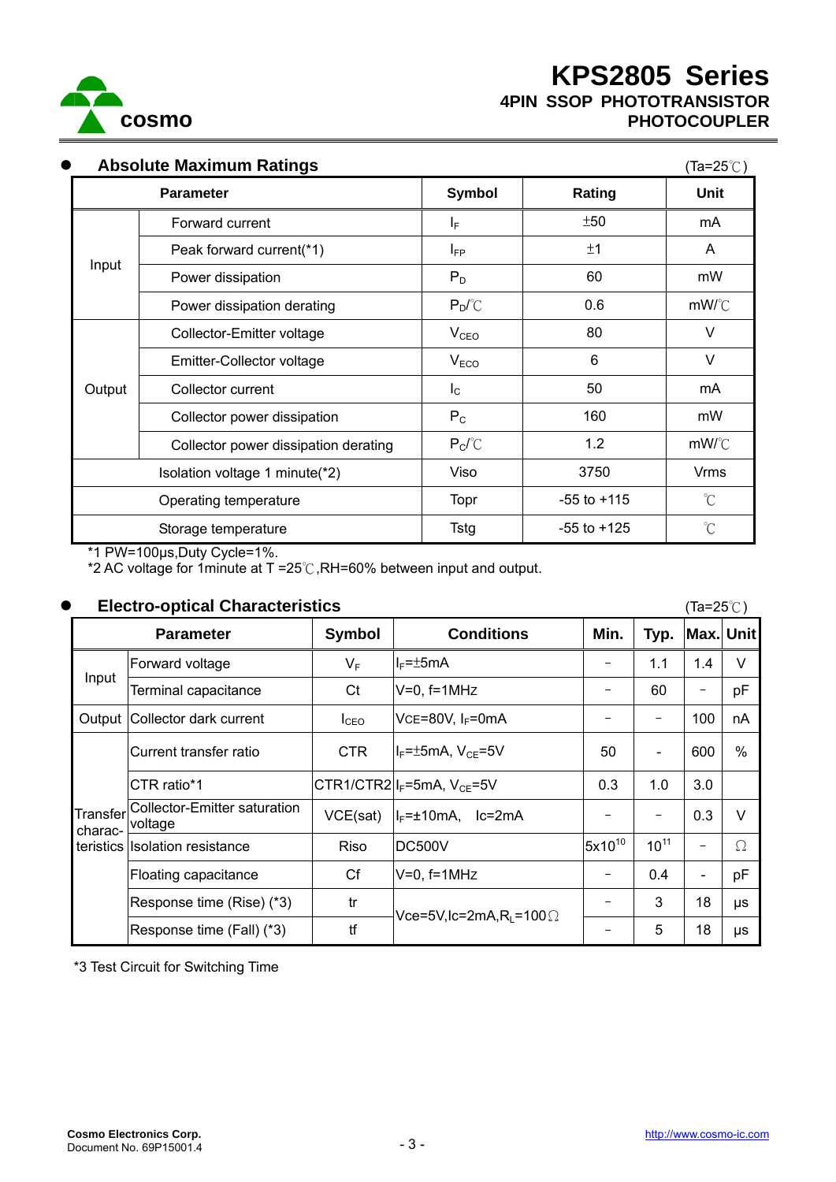# KPS2805 Series

**4PIN SSOP PHOTOTRANSISTOR PHOTOCOUPLER**

## ● Absolute Maximum Ratings

(Ta=25℃)

| Parameter | | Symbol | Rating | Unit |
|---|---|---|---|---|
| Input | Forward current | $I_F$ | ±50 | mA |
| | Peak forward current(*1) | $I_{FP}$ | ±1 | A |
| | Power dissipation | $P_D$ | 60 | mW |
| | Power dissipation derating | $P_D$/℃ | 0.6 | mW/℃ |
| Output | Collector-Emitter voltage | $V_{CEO}$ | 80 | V |
| | Emitter-Collector voltage | $V_{ECO}$ | 6 | V |
| | Collector current | $I_C$ | 50 | mA |
| | Collector power dissipation | $P_C$ | 160 | mW |
| | Collector power dissipation derating | $P_C$/℃ | 1.2 | mW/℃ |
| Isolation voltage 1 minute(*2) | | Viso | 3750 | Vrms |
| Operating temperature | | Topr | -55 to +115 | ℃ |
| Storage temperature | | Tstg | -55 to +125 | ℃ |

*1 PW=100μs,Duty Cycle=1%.
*2 AC voltage for 1minute at T =25℃,RH=60% between input and output.

## ● Electro-optical Characteristics

(Ta=25℃)

| Parameter | | Symbol | Conditions | Min. | Typ. | Max. | Unit |
|---|---|---|---|---|---|---|---|
| Input | Forward voltage | $V_F$ | $I_F$=±5mA | – | 1.1 | 1.4 | V |
| | Terminal capacitance | Ct | V=0, f=1MHz | – | 60 | – | pF |
| Output | Collector dark current | $I_{CEO}$ | VCE=80V, $I_F$=0mA | – | – | 100 | nA |
| Transfer characteristics | Current transfer ratio | CTR | $I_F$=±5mA, $V_{CE}$=5V | 50 | - | 600 | % |
| | CTR ratio*1 | CTR1/CTR2 | $I_F$=5mA, $V_{CE}$=5V | 0.3 | 1.0 | 3.0 | |
| | Collector-Emitter saturation voltage | VCE(sat) | $I_F$=±10mA, Ic=2mA | – | – | 0.3 | V |
| | Isolation resistance | Riso | DC500V | $5x10^{10}$ | $10^{11}$ | – | Ω |
| | Floating capacitance | Cf | V=0, f=1MHz | – | 0.4 | - | pF |
| | Response time (Rise) (*3) | tr | Vce=5V,Ic=2mA,$R_L$=100Ω | – | 3 | 18 | μs |
| | Response time (Fall) (*3) | tf | | – | 5 | 18 | μs |

*3 Test Circuit for Switching Time

Cosmo Electronics Corp.
Document No. 69P15001.4

http://www.cosmo-ic.com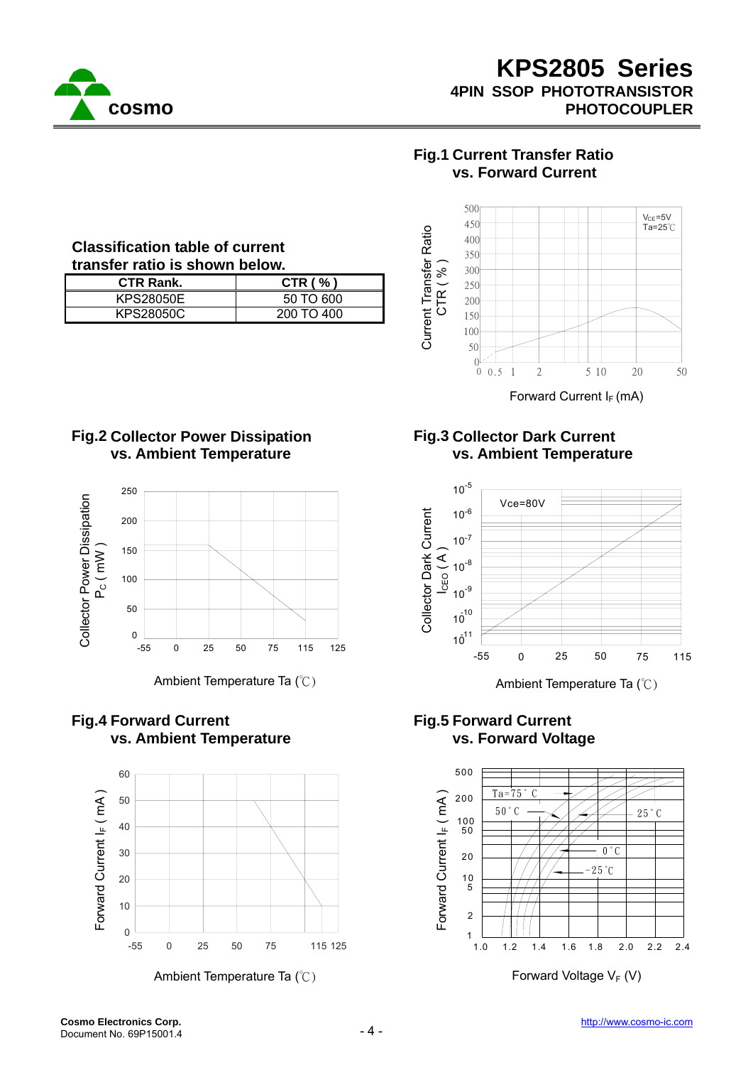**Classification table of current transfer ratio is shown below.**

| CTR Rank. | CTR ( % ) |
|---|---|
| KPS28050E | 50 TO 600 |
| KPS28050C | 200 TO 400 |

**Fig.1 Current Transfer Ratio vs. Forward Current**

**Fig.2 Collector Power Dissipation vs. Ambient Temperature**

**Fig.3 Collector Dark Current vs. Ambient Temperature**

**Fig.4 Forward Current vs. Ambient Temperature**

**Fig.5 Forward Current vs. Forward Voltage**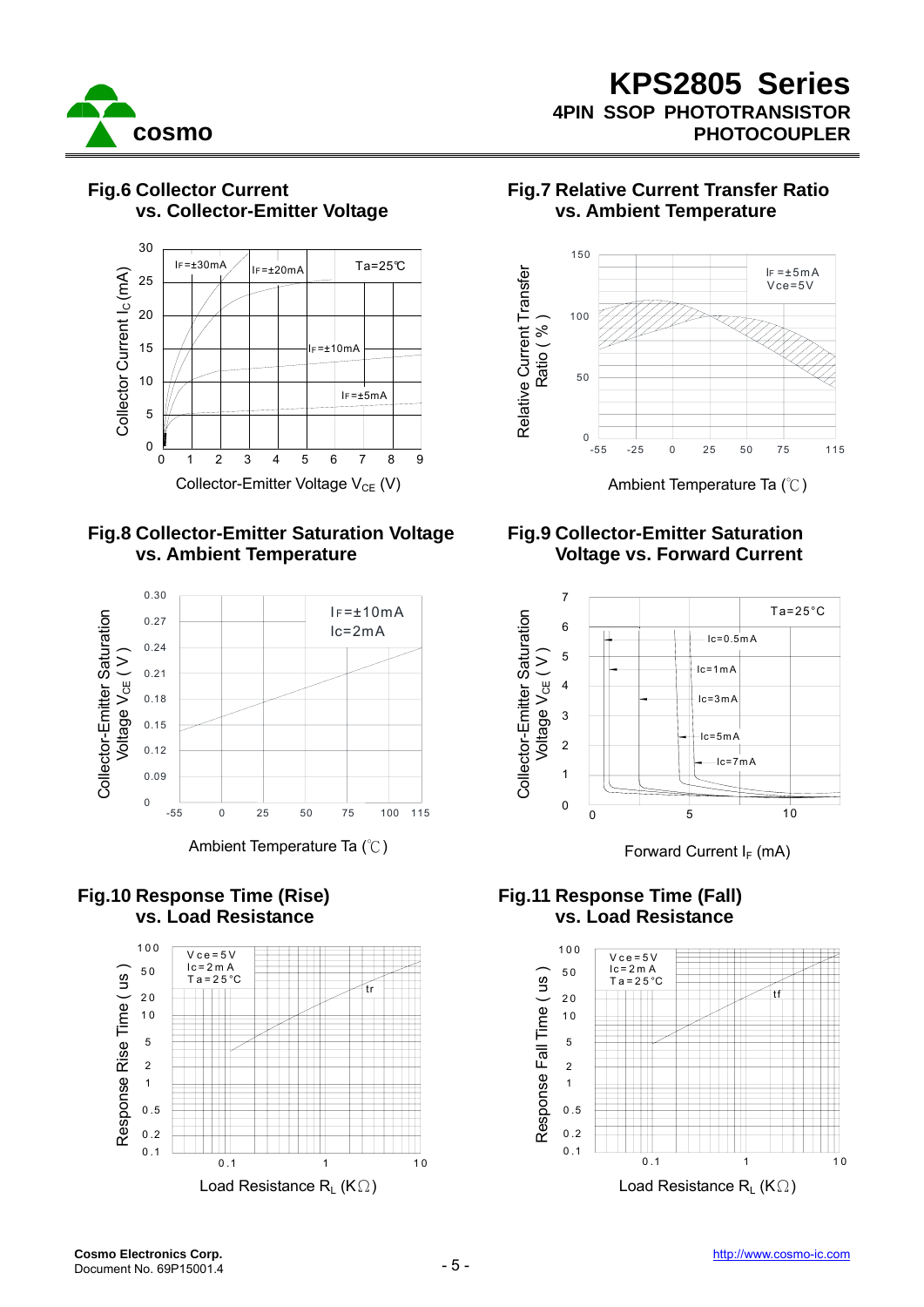### Fig.6 Collector Current vs. Collector-Emitter Voltage

Ta=25℃

$I_F$=±30mA, $I_F$=±20mA, $I_F$=±10mA, $I_F$=±5mA

Collector Current $I_C$ (mA)

Collector-Emitter Voltage $V_{CE}$ (V)

### Fig.7 Relative Current Transfer Ratio vs. Ambient Temperature

$I_F$ =±5mA
Vce=5V

Relative Current Transfer Ratio ( % )

Ambient Temperature Ta (℃)

### Fig.8 Collector-Emitter Saturation Voltage vs. Ambient Temperature

$I_F$=±10mA
Ic=2mA

Collector-Emitter Saturation Voltage $V_{CE}$ ( V )

Ambient Temperature Ta (℃)

### Fig.9 Collector-Emitter Saturation Voltage vs. Forward Current

Ta=25°C

Ic=0.5mA, Ic=1mA, Ic=3mA, Ic=5mA, Ic=7mA

Collector-Emitter Saturation Voltage $V_{CE}$ ( V )

Forward Current $I_F$ (mA)

### Fig.10 Response Time (Rise) vs. Load Resistance

Vce=5V
Ic=2mA
Ta=25°C

tr

Response Rise Time ( us )

Load Resistance $R_L$ (KΩ)

### Fig.11 Response Time (Fall) vs. Load Resistance

Vce=5V
Ic=2mA
Ta=25°C

tf

Response Fall Time ( us )

Load Resistance $R_L$ (KΩ)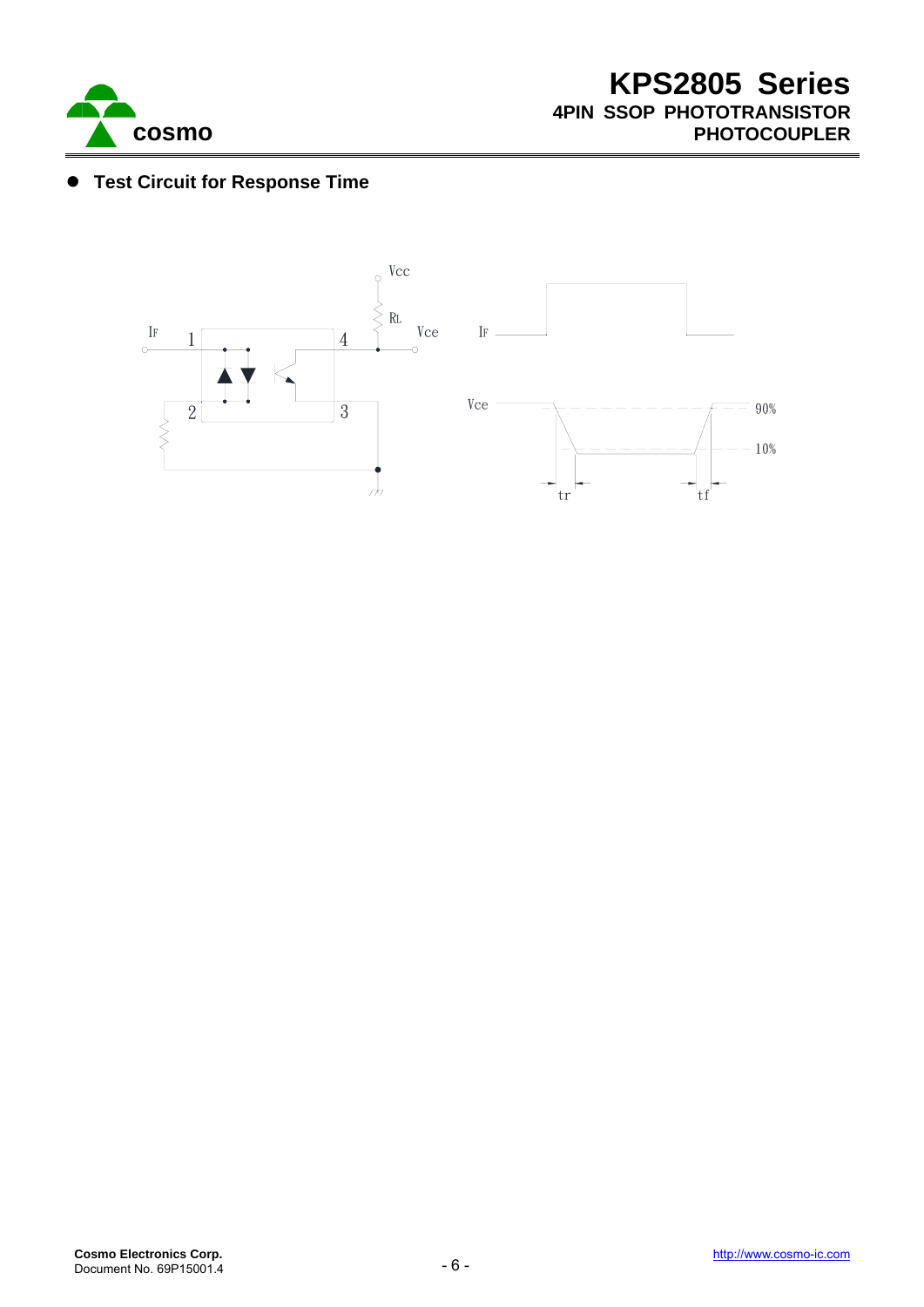## Test Circuit for Response Time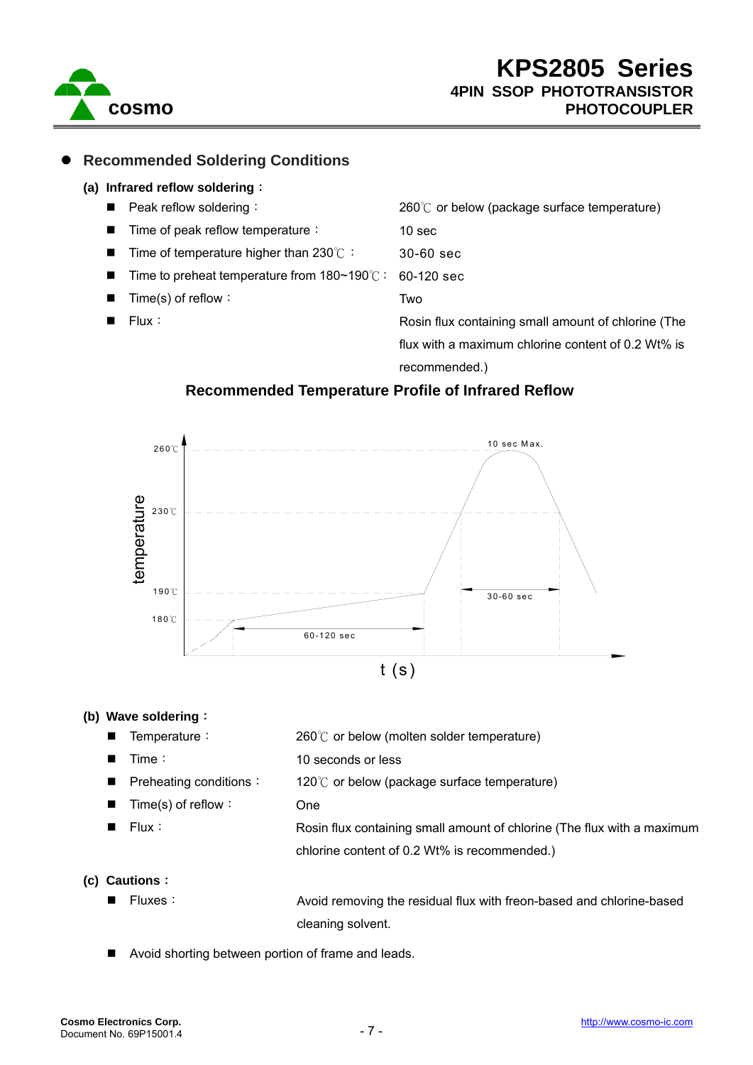## Recommended Soldering Conditions

### (a) Infrared reflow soldering :

- Peak reflow soldering : 260℃ or below (package surface temperature)
- Time of peak reflow temperature : 10 sec
- Time of temperature higher than 230℃ : 30-60 sec
- Time to preheat temperature from 180~190℃ : 60-120 sec
- Time(s) of reflow : Two
- Flux : Rosin flux containing small amount of chlorine (The flux with a maximum chlorine content of 0.2 Wt% is recommended.)

**Recommended Temperature Profile of Infrared Reflow**

### (b) Wave soldering :

- Temperature : 260℃ or below (molten solder temperature)
- Time : 10 seconds or less
- Preheating conditions : 120℃ or below (package surface temperature)
- Time(s) of reflow : One
- Flux : Rosin flux containing small amount of chlorine (The flux with a maximum chlorine content of 0.2 Wt% is recommended.)

### (c) Cautions :

- Fluxes : Avoid removing the residual flux with freon-based and chlorine-based cleaning solvent.

- Avoid shorting between portion of frame and leads.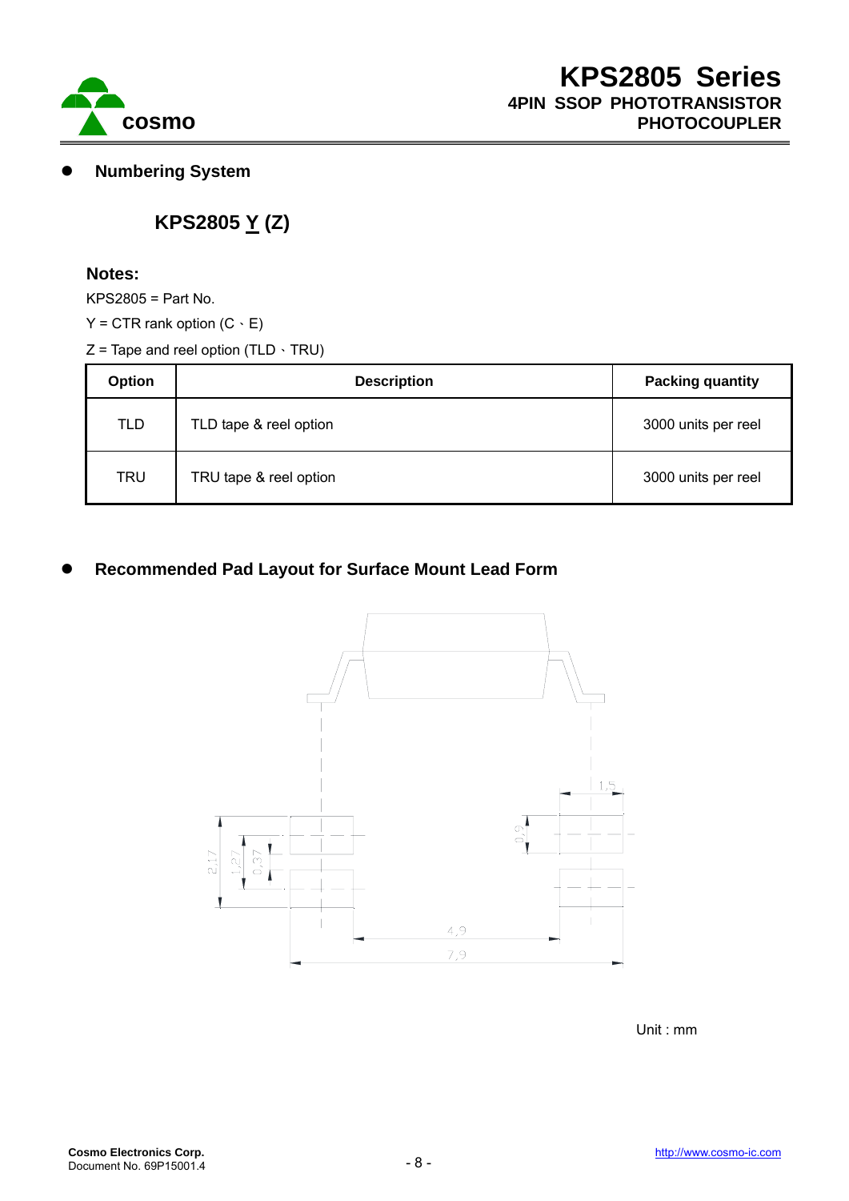- **Numbering System**

**KPS2805 Y (Z)**

**Notes:**

KPS2805 = Part No.

Y = CTR rank option (C、E)

Z = Tape and reel option (TLD、TRU)

| Option | Description | Packing quantity |
|---|---|---|
| TLD | TLD tape & reel option | 3000 units per reel |
| TRU | TRU tape & reel option | 3000 units per reel |

- **Recommended Pad Layout for Surface Mount Lead Form**

2,17

1,27

0,37

0,9

1,5

4,9

7,9

Unit : mm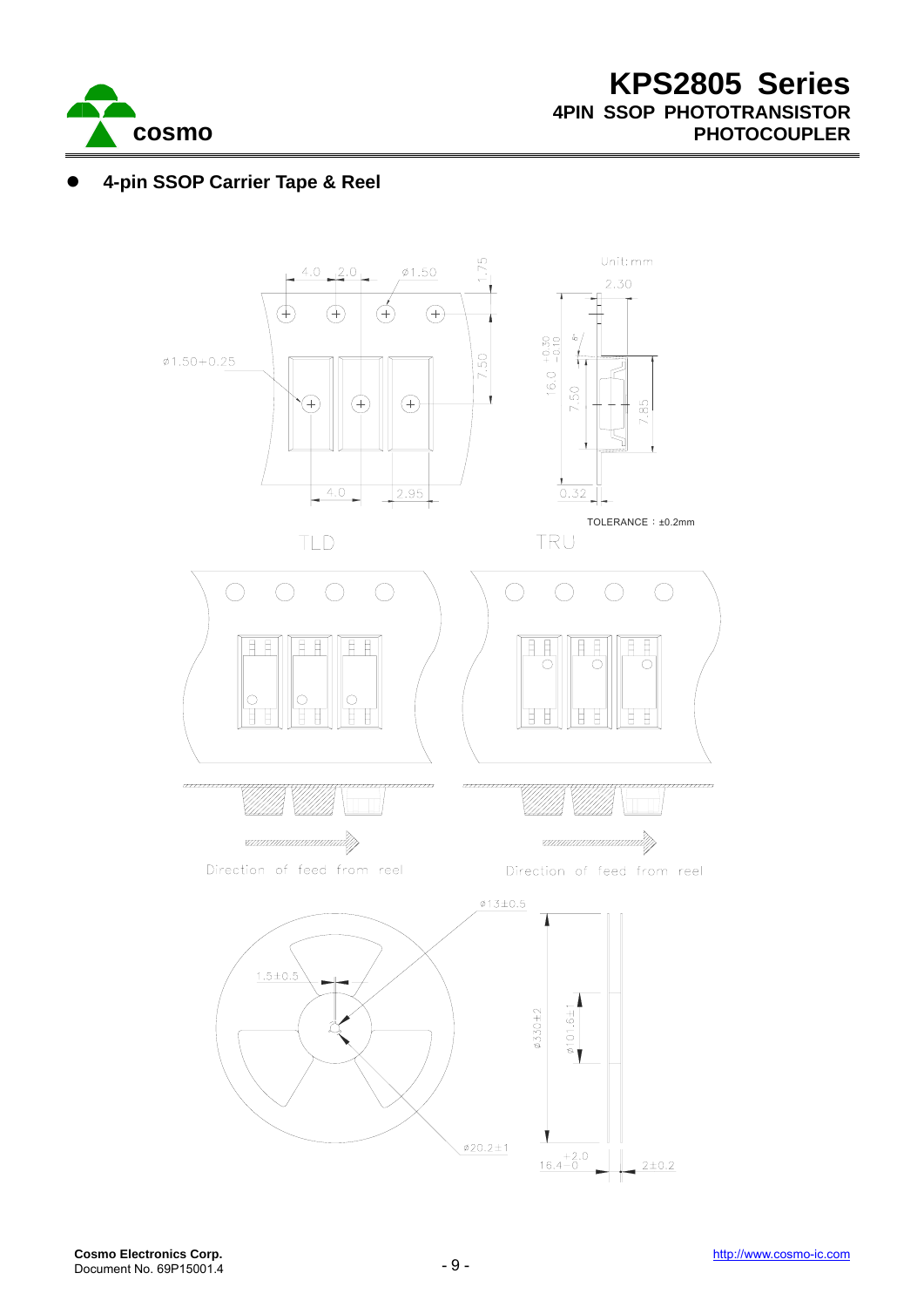- **4-pin SSOP Carrier Tape & Reel**

Unit: mm

4.0 2.0 ø1.50 1.75

2.30

ø1.50+0.25

7.50

16.0 $^{+0.30}_{-0.10}$

7.50

7.85

4.0 2.95

0.32

TOLERANCE：±0.2mm

TLD

TRU

Direction of feed from reel

Direction of feed from reel

ø13±0.5

1.5±0.5

ø330±2

ø101.6±1

ø20.2±1

16.4 $^{+2.0}_{-0}$

2±0.2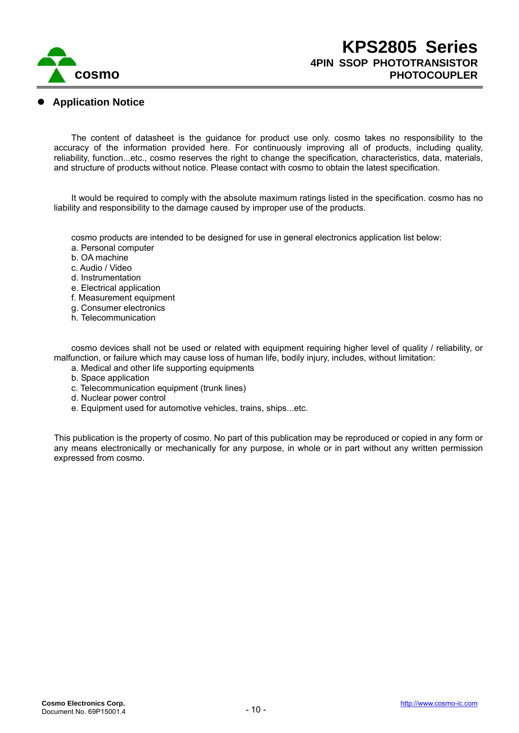## Application Notice

The content of datasheet is the guidance for product use only. cosmo takes no responsibility to the accuracy of the information provided here. For continuously improving all of products, including quality, reliability, function...etc., cosmo reserves the right to change the specification, characteristics, data, materials, and structure of products without notice. Please contact with cosmo to obtain the latest specification.

It would be required to comply with the absolute maximum ratings listed in the specification. cosmo has no liability and responsibility to the damage caused by improper use of the products.

cosmo products are intended to be designed for use in general electronics application list below:

a. Personal computer
b. OA machine
c. Audio / Video
d. Instrumentation
e. Electrical application
f. Measurement equipment
g. Consumer electronics
h. Telecommunication

cosmo devices shall not be used or related with equipment requiring higher level of quality / reliability, or malfunction, or failure which may cause loss of human life, bodily injury, includes, without limitation:

a. Medical and other life supporting equipments
b. Space application
c. Telecommunication equipment (trunk lines)
d. Nuclear power control
e. Equipment used for automotive vehicles, trains, ships...etc.

This publication is the property of cosmo. No part of this publication may be reproduced or copied in any form or any means electronically or mechanically for any purpose, in whole or in part without any written permission expressed from cosmo.